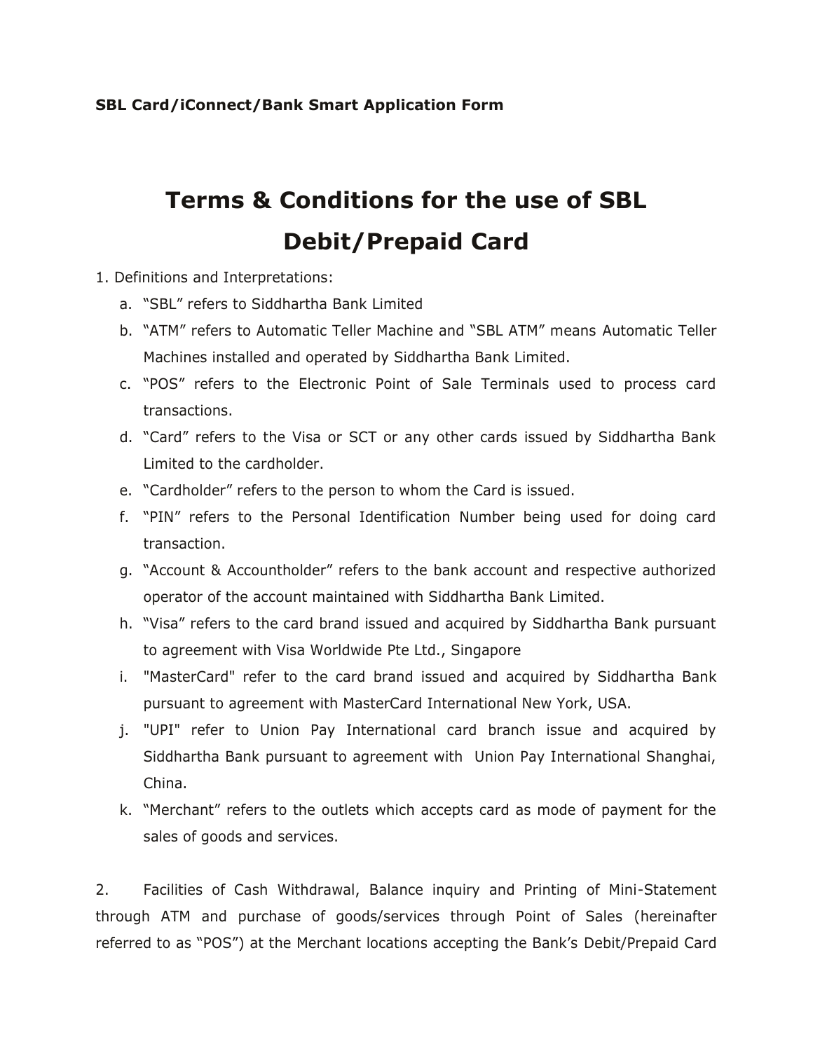**SBL Card/iConnect/Bank Smart Application Form**

# Terms & Conditions for the use of SBL Debit/Prepaid Card

1. Definitions and Interpretations:
   a. "SBL" refers to Siddhartha Bank Limited
   b. "ATM" refers to Automatic Teller Machine and "SBL ATM" means Automatic Teller Machines installed and operated by Siddhartha Bank Limited.
   c. "POS" refers to the Electronic Point of Sale Terminals used to process card transactions.
   d. "Card" refers to the Visa or SCT or any other cards issued by Siddhartha Bank Limited to the cardholder.
   e. "Cardholder" refers to the person to whom the Card is issued.
   f. "PIN" refers to the Personal Identification Number being used for doing card transaction.
   g. "Account & Accountholder" refers to the bank account and respective authorized operator of the account maintained with Siddhartha Bank Limited.
   h. "Visa" refers to the card brand issued and acquired by Siddhartha Bank pursuant to agreement with Visa Worldwide Pte Ltd., Singapore
   i. "MasterCard" refer to the card brand issued and acquired by Siddhartha Bank pursuant to agreement with MasterCard International New York, USA.
   j. "UPI" refer to Union Pay International card branch issue and acquired by Siddhartha Bank pursuant to agreement with Union Pay International Shanghai, China.
   k. "Merchant" refers to the outlets which accepts card as mode of payment for the sales of goods and services.

2. Facilities of Cash Withdrawal, Balance inquiry and Printing of Mini-Statement through ATM and purchase of goods/services through Point of Sales (hereinafter referred to as "POS") at the Merchant locations accepting the Bank's Debit/Prepaid Card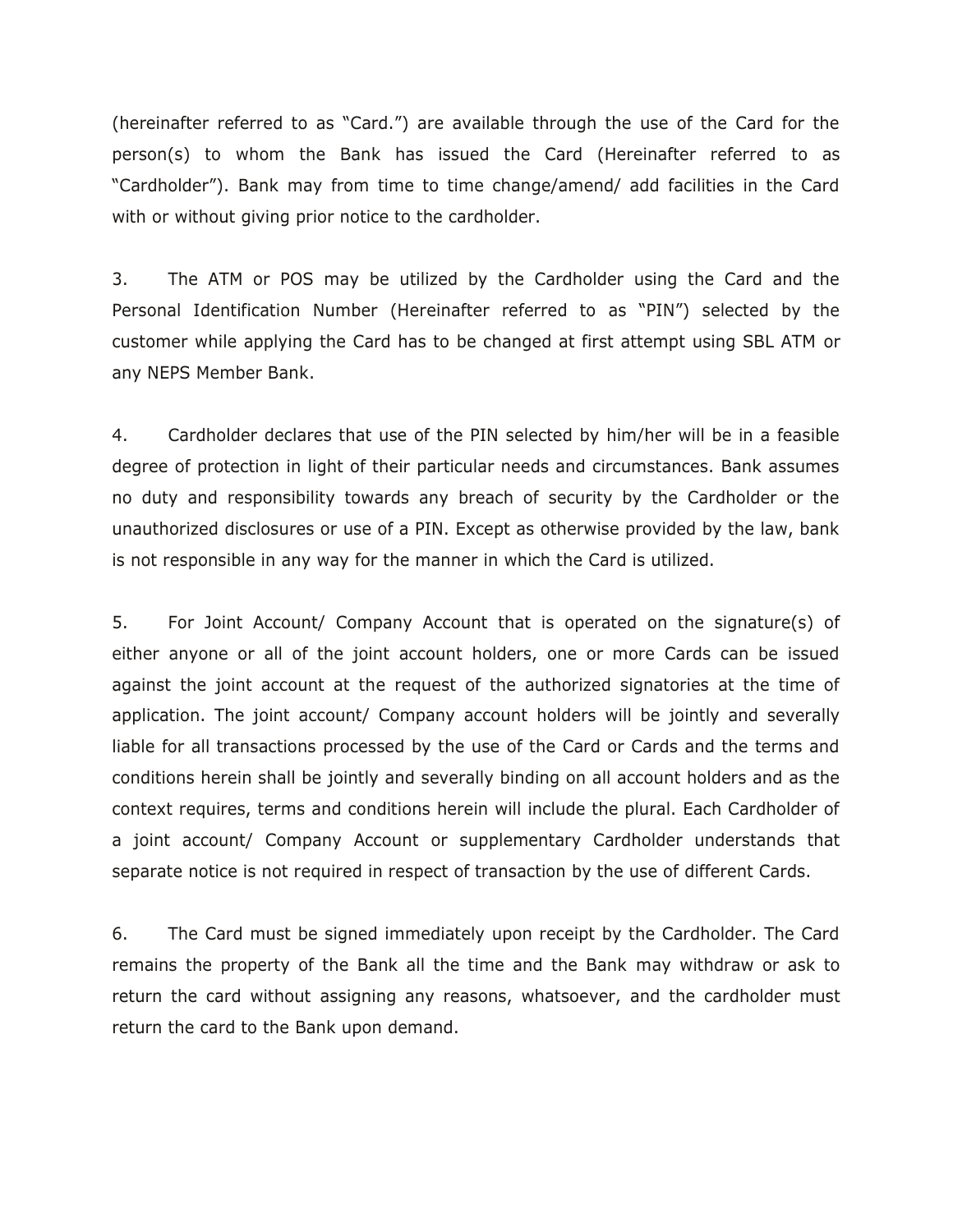(hereinafter referred to as "Card.") are available through the use of the Card for the person(s) to whom the Bank has issued the Card (Hereinafter referred to as "Cardholder"). Bank may from time to time change/amend/ add facilities in the Card with or without giving prior notice to the cardholder.

3. The ATM or POS may be utilized by the Cardholder using the Card and the Personal Identification Number (Hereinafter referred to as "PIN") selected by the customer while applying the Card has to be changed at first attempt using SBL ATM or any NEPS Member Bank.

4. Cardholder declares that use of the PIN selected by him/her will be in a feasible degree of protection in light of their particular needs and circumstances. Bank assumes no duty and responsibility towards any breach of security by the Cardholder or the unauthorized disclosures or use of a PIN. Except as otherwise provided by the law, bank is not responsible in any way for the manner in which the Card is utilized.

5. For Joint Account/ Company Account that is operated on the signature(s) of either anyone or all of the joint account holders, one or more Cards can be issued against the joint account at the request of the authorized signatories at the time of application. The joint account/ Company account holders will be jointly and severally liable for all transactions processed by the use of the Card or Cards and the terms and conditions herein shall be jointly and severally binding on all account holders and as the context requires, terms and conditions herein will include the plural. Each Cardholder of a joint account/ Company Account or supplementary Cardholder understands that separate notice is not required in respect of transaction by the use of different Cards.

6. The Card must be signed immediately upon receipt by the Cardholder. The Card remains the property of the Bank all the time and the Bank may withdraw or ask to return the card without assigning any reasons, whatsoever, and the cardholder must return the card to the Bank upon demand.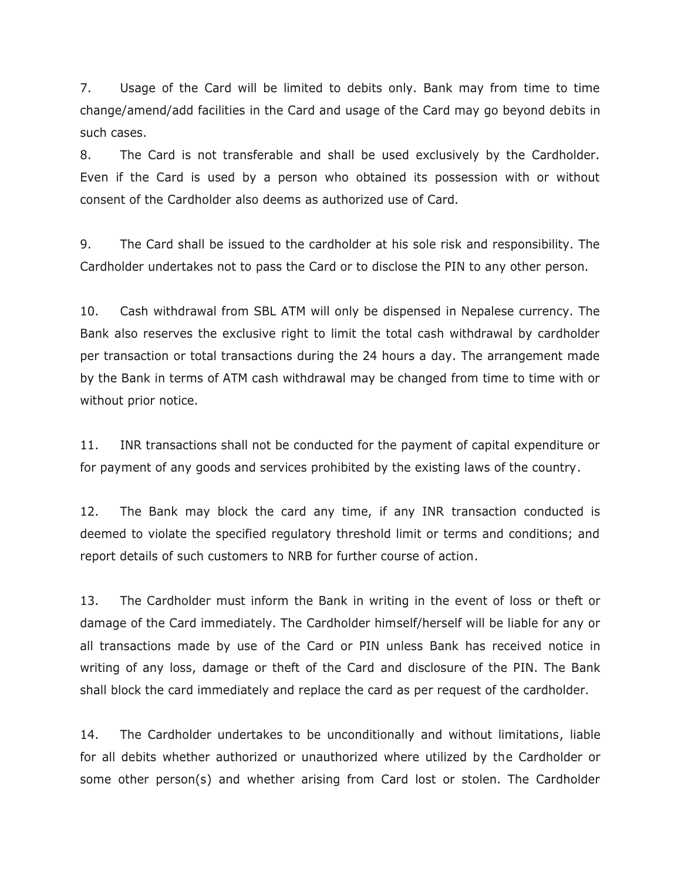7. Usage of the Card will be limited to debits only. Bank may from time to time change/amend/add facilities in the Card and usage of the Card may go beyond debits in such cases.

8. The Card is not transferable and shall be used exclusively by the Cardholder. Even if the Card is used by a person who obtained its possession with or without consent of the Cardholder also deems as authorized use of Card.

9. The Card shall be issued to the cardholder at his sole risk and responsibility. The Cardholder undertakes not to pass the Card or to disclose the PIN to any other person.

10. Cash withdrawal from SBL ATM will only be dispensed in Nepalese currency. The Bank also reserves the exclusive right to limit the total cash withdrawal by cardholder per transaction or total transactions during the 24 hours a day. The arrangement made by the Bank in terms of ATM cash withdrawal may be changed from time to time with or without prior notice.

11. INR transactions shall not be conducted for the payment of capital expenditure or for payment of any goods and services prohibited by the existing laws of the country.

12. The Bank may block the card any time, if any INR transaction conducted is deemed to violate the specified regulatory threshold limit or terms and conditions; and report details of such customers to NRB for further course of action.

13. The Cardholder must inform the Bank in writing in the event of loss or theft or damage of the Card immediately. The Cardholder himself/herself will be liable for any or all transactions made by use of the Card or PIN unless Bank has received notice in writing of any loss, damage or theft of the Card and disclosure of the PIN. The Bank shall block the card immediately and replace the card as per request of the cardholder.

14. The Cardholder undertakes to be unconditionally and without limitations, liable for all debits whether authorized or unauthorized where utilized by the Cardholder or some other person(s) and whether arising from Card lost or stolen. The Cardholder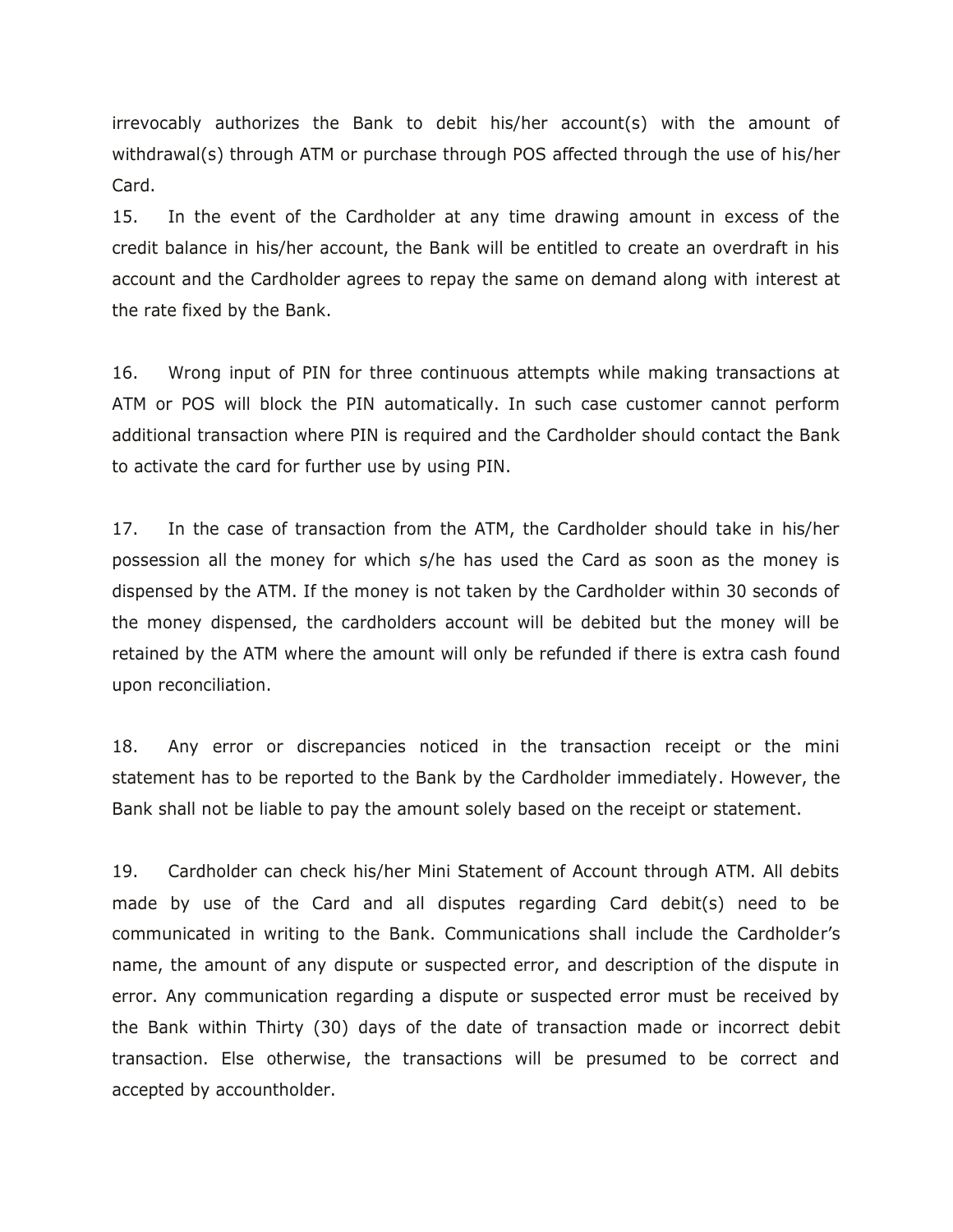irrevocably authorizes the Bank to debit his/her account(s) with the amount of withdrawal(s) through ATM or purchase through POS affected through the use of his/her Card.

15. In the event of the Cardholder at any time drawing amount in excess of the credit balance in his/her account, the Bank will be entitled to create an overdraft in his account and the Cardholder agrees to repay the same on demand along with interest at the rate fixed by the Bank.

16. Wrong input of PIN for three continuous attempts while making transactions at ATM or POS will block the PIN automatically. In such case customer cannot perform additional transaction where PIN is required and the Cardholder should contact the Bank to activate the card for further use by using PIN.

17. In the case of transaction from the ATM, the Cardholder should take in his/her possession all the money for which s/he has used the Card as soon as the money is dispensed by the ATM. If the money is not taken by the Cardholder within 30 seconds of the money dispensed, the cardholders account will be debited but the money will be retained by the ATM where the amount will only be refunded if there is extra cash found upon reconciliation.

18. Any error or discrepancies noticed in the transaction receipt or the mini statement has to be reported to the Bank by the Cardholder immediately. However, the Bank shall not be liable to pay the amount solely based on the receipt or statement.

19. Cardholder can check his/her Mini Statement of Account through ATM. All debits made by use of the Card and all disputes regarding Card debit(s) need to be communicated in writing to the Bank. Communications shall include the Cardholder's name, the amount of any dispute or suspected error, and description of the dispute in error. Any communication regarding a dispute or suspected error must be received by the Bank within Thirty (30) days of the date of transaction made or incorrect debit transaction. Else otherwise, the transactions will be presumed to be correct and accepted by accountholder.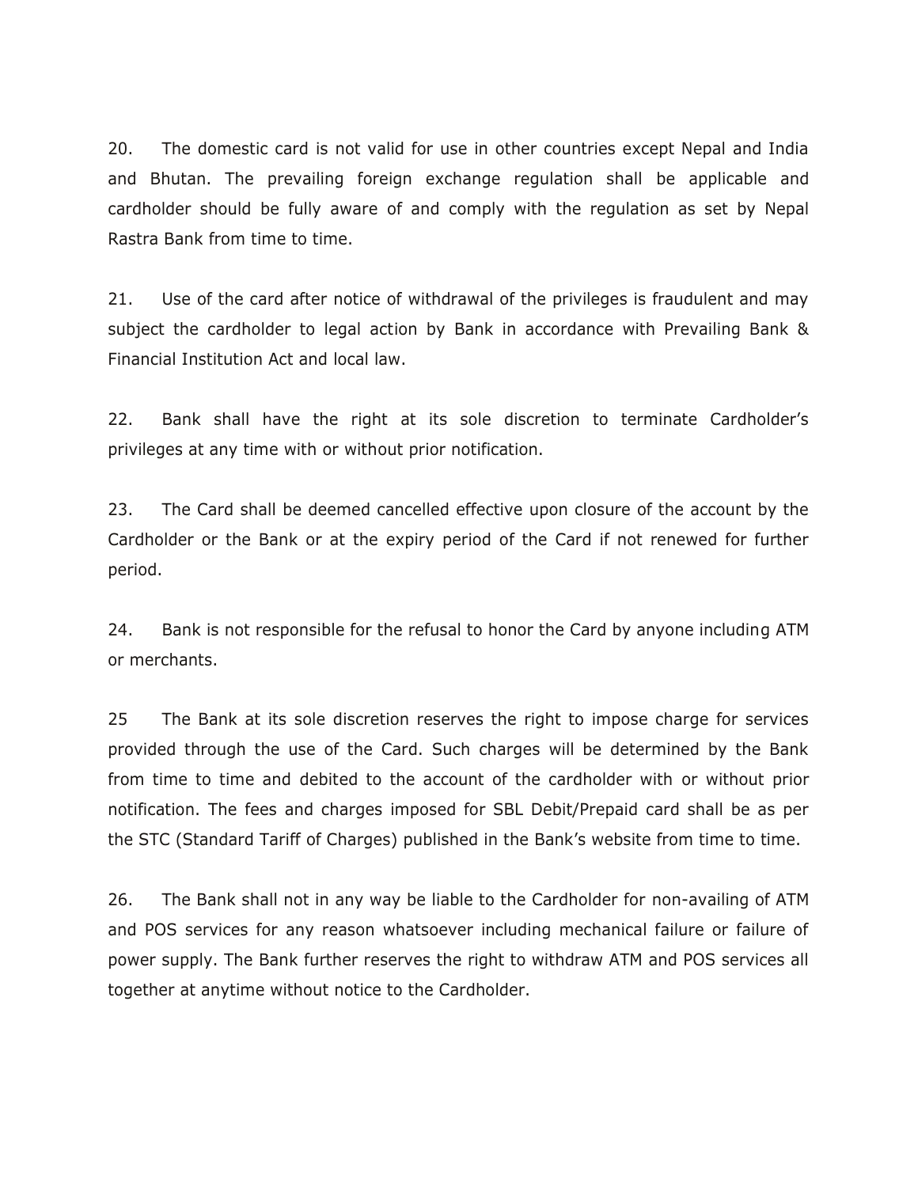20. The domestic card is not valid for use in other countries except Nepal and India and Bhutan. The prevailing foreign exchange regulation shall be applicable and cardholder should be fully aware of and comply with the regulation as set by Nepal Rastra Bank from time to time.

21. Use of the card after notice of withdrawal of the privileges is fraudulent and may subject the cardholder to legal action by Bank in accordance with Prevailing Bank & Financial Institution Act and local law.

22. Bank shall have the right at its sole discretion to terminate Cardholder's privileges at any time with or without prior notification.

23. The Card shall be deemed cancelled effective upon closure of the account by the Cardholder or the Bank or at the expiry period of the Card if not renewed for further period.

24. Bank is not responsible for the refusal to honor the Card by anyone including ATM or merchants.

25 The Bank at its sole discretion reserves the right to impose charge for services provided through the use of the Card. Such charges will be determined by the Bank from time to time and debited to the account of the cardholder with or without prior notification. The fees and charges imposed for SBL Debit/Prepaid card shall be as per the STC (Standard Tariff of Charges) published in the Bank's website from time to time.

26. The Bank shall not in any way be liable to the Cardholder for non-availing of ATM and POS services for any reason whatsoever including mechanical failure or failure of power supply. The Bank further reserves the right to withdraw ATM and POS services all together at anytime without notice to the Cardholder.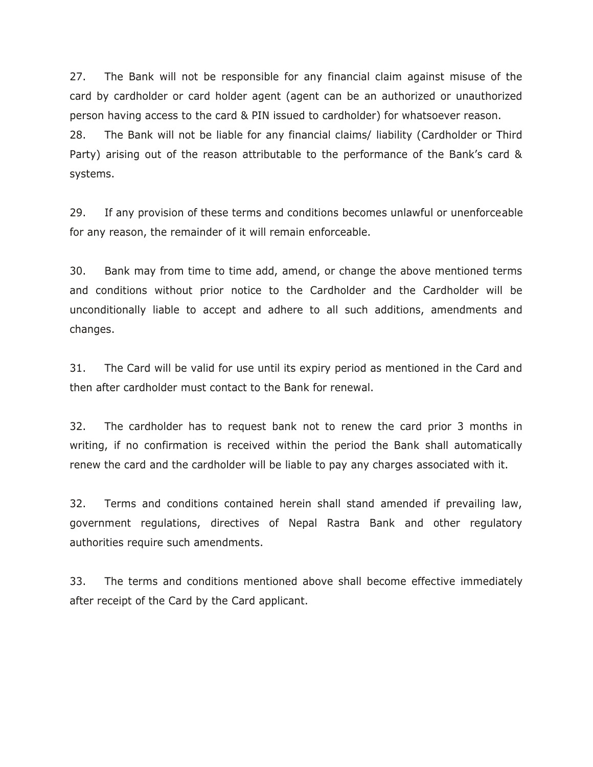27. The Bank will not be responsible for any financial claim against misuse of the card by cardholder or card holder agent (agent can be an authorized or unauthorized person having access to the card & PIN issued to cardholder) for whatsoever reason.

28. The Bank will not be liable for any financial claims/ liability (Cardholder or Third Party) arising out of the reason attributable to the performance of the Bank's card & systems.

29. If any provision of these terms and conditions becomes unlawful or unenforceable for any reason, the remainder of it will remain enforceable.

30. Bank may from time to time add, amend, or change the above mentioned terms and conditions without prior notice to the Cardholder and the Cardholder will be unconditionally liable to accept and adhere to all such additions, amendments and changes.

31. The Card will be valid for use until its expiry period as mentioned in the Card and then after cardholder must contact to the Bank for renewal.

32. The cardholder has to request bank not to renew the card prior 3 months in writing, if no confirmation is received within the period the Bank shall automatically renew the card and the cardholder will be liable to pay any charges associated with it.

32. Terms and conditions contained herein shall stand amended if prevailing law, government regulations, directives of Nepal Rastra Bank and other regulatory authorities require such amendments.

33. The terms and conditions mentioned above shall become effective immediately after receipt of the Card by the Card applicant.